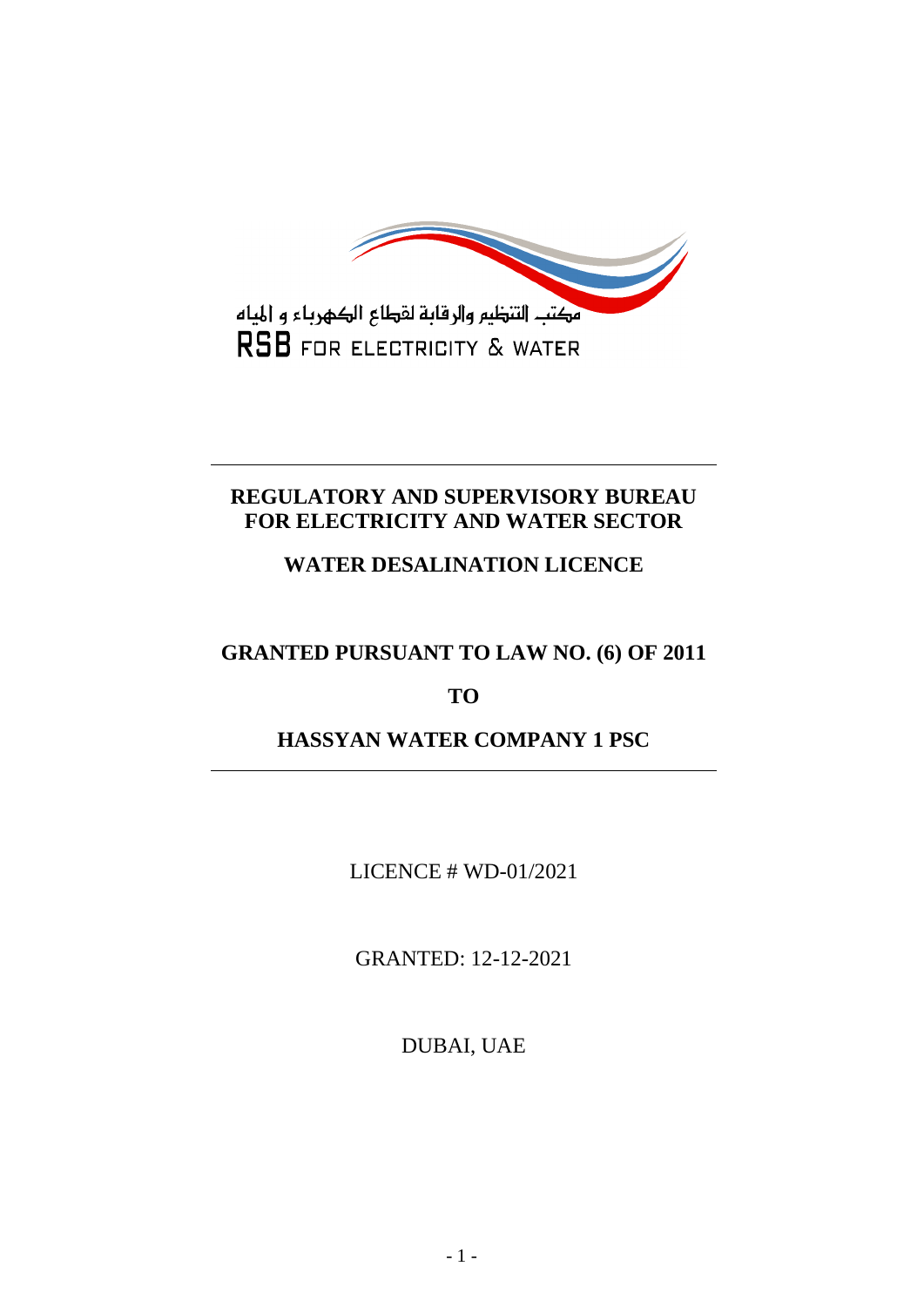مكتب التنظيم والرقابة لقطاع الكهرباء و المياه

RSB FOR ELECTRICITY & WATER

# REGULATORY AND SUPERVISORY BUREAU FOR ELECTRICITY AND WATER SECTOR

## WATER DESALINATION LICENCE

## GRANTED PURSUANT TO LAW NO. (6) OF 2011

## TO

## HASSYAN WATER COMPANY 1 PSC

LICENCE # WD-01/2021

GRANTED: 12-12-2021

DUBAI, UAE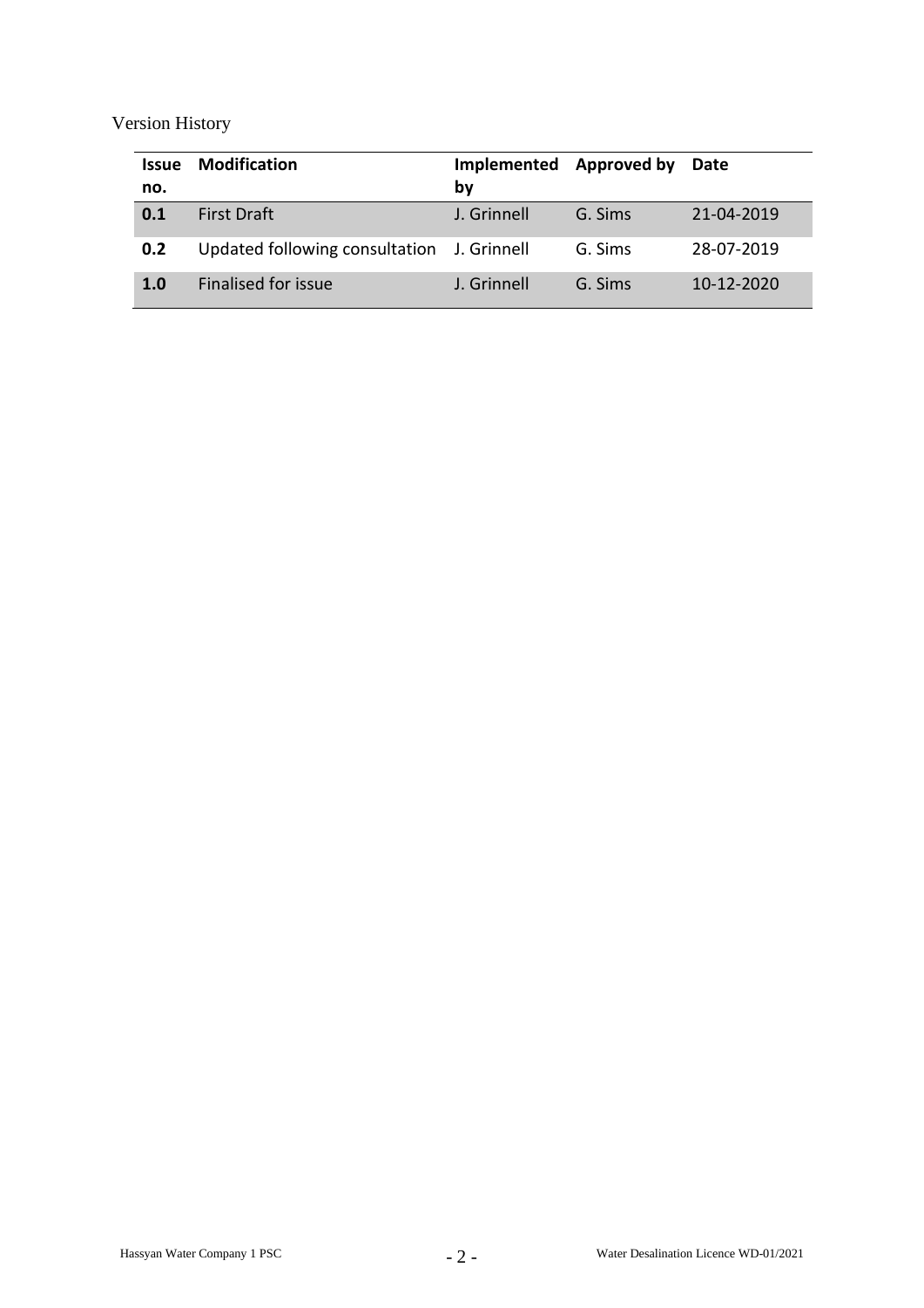Version History

| Issue no. | Modification | Implemented by | Approved by | Date |
|---|---|---|---|---|
| **0.1** | First Draft | J. Grinnell | G. Sims | 21-04-2019 |
| **0.2** | Updated following consultation | J. Grinnell | G. Sims | 28-07-2019 |
| **1.0** | Finalised for issue | J. Grinnell | G. Sims | 10-12-2020 |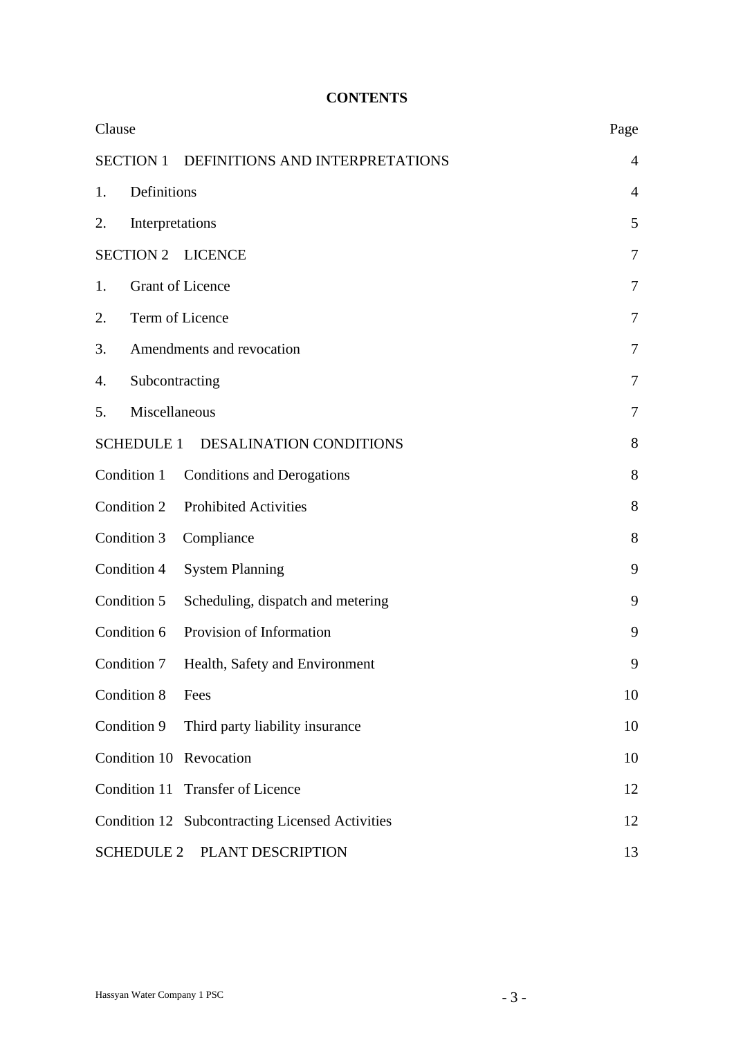**CONTENTS**

| Clause | Page |
|---|---|
| SECTION 1 DEFINITIONS AND INTERPRETATIONS | 4 |
| 1. Definitions | 4 |
| 2. Interpretations | 5 |
| SECTION 2 LICENCE | 7 |
| 1. Grant of Licence | 7 |
| 2. Term of Licence | 7 |
| 3. Amendments and revocation | 7 |
| 4. Subcontracting | 7 |
| 5. Miscellaneous | 7 |
| SCHEDULE 1 DESALINATION CONDITIONS | 8 |
| Condition 1 Conditions and Derogations | 8 |
| Condition 2 Prohibited Activities | 8 |
| Condition 3 Compliance | 8 |
| Condition 4 System Planning | 9 |
| Condition 5 Scheduling, dispatch and metering | 9 |
| Condition 6 Provision of Information | 9 |
| Condition 7 Health, Safety and Environment | 9 |
| Condition 8 Fees | 10 |
| Condition 9 Third party liability insurance | 10 |
| Condition 10 Revocation | 10 |
| Condition 11 Transfer of Licence | 12 |
| Condition 12 Subcontracting Licensed Activities | 12 |
| SCHEDULE 2 PLANT DESCRIPTION | 13 |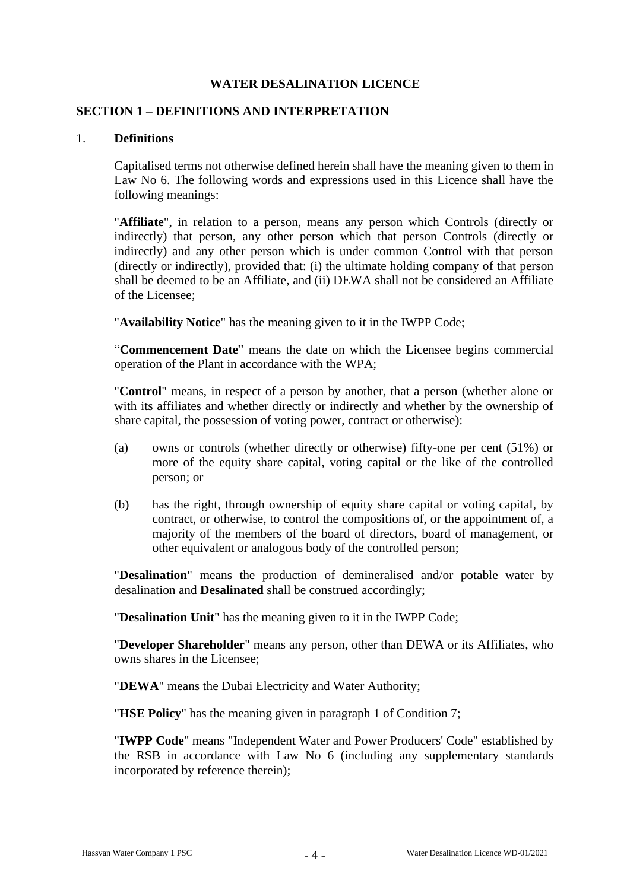## WATER DESALINATION LICENCE

### SECTION 1 – DEFINITIONS AND INTERPRETATION

1. **Definitions**

Capitalised terms not otherwise defined herein shall have the meaning given to them in Law No 6. The following words and expressions used in this Licence shall have the following meanings:

"**Affiliate**", in relation to a person, means any person which Controls (directly or indirectly) that person, any other person which that person Controls (directly or indirectly) and any other person which is under common Control with that person (directly or indirectly), provided that: (i) the ultimate holding company of that person shall be deemed to be an Affiliate, and (ii) DEWA shall not be considered an Affiliate of the Licensee;

"**Availability Notice**" has the meaning given to it in the IWPP Code;

"**Commencement Date**" means the date on which the Licensee begins commercial operation of the Plant in accordance with the WPA;

"**Control**" means, in respect of a person by another, that a person (whether alone or with its affiliates and whether directly or indirectly and whether by the ownership of share capital, the possession of voting power, contract or otherwise):

(a) owns or controls (whether directly or otherwise) fifty-one per cent (51%) or more of the equity share capital, voting capital or the like of the controlled person; or

(b) has the right, through ownership of equity share capital or voting capital, by contract, or otherwise, to control the compositions of, or the appointment of, a majority of the members of the board of directors, board of management, or other equivalent or analogous body of the controlled person;

"**Desalination**" means the production of demineralised and/or potable water by desalination and **Desalinated** shall be construed accordingly;

"**Desalination Unit**" has the meaning given to it in the IWPP Code;

"**Developer Shareholder**" means any person, other than DEWA or its Affiliates, who owns shares in the Licensee;

"**DEWA**" means the Dubai Electricity and Water Authority;

"**HSE Policy**" has the meaning given in paragraph 1 of Condition 7;

"**IWPP Code**" means "Independent Water and Power Producers' Code" established by the RSB in accordance with Law No 6 (including any supplementary standards incorporated by reference therein);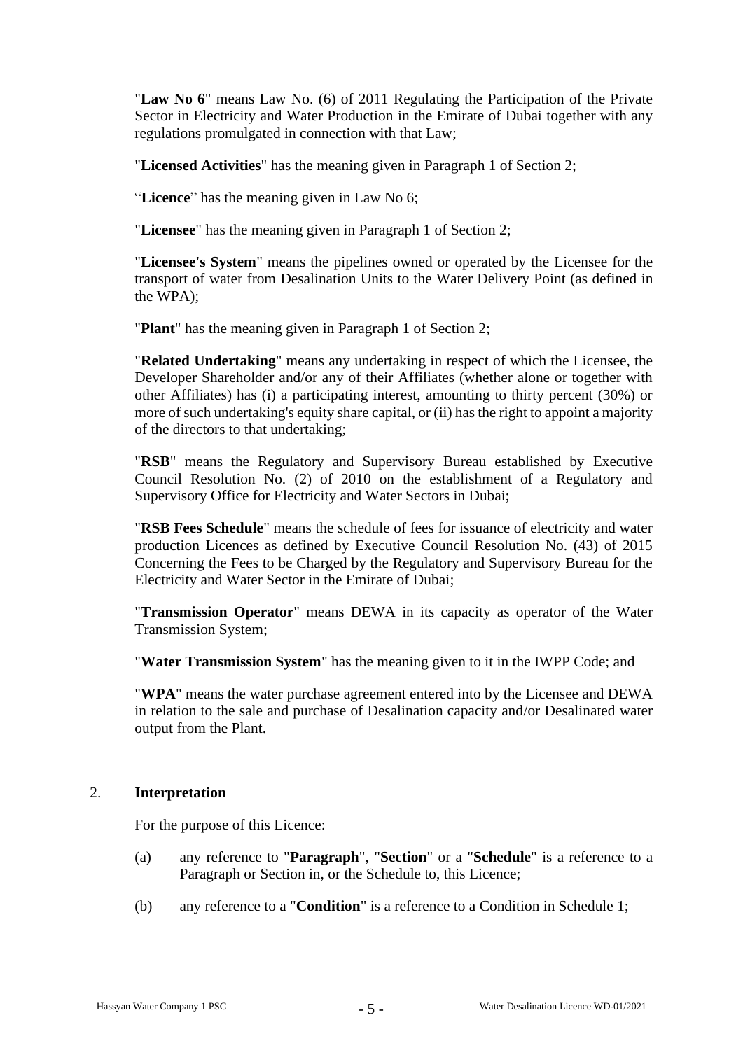"**Law No 6**" means Law No. (6) of 2011 Regulating the Participation of the Private Sector in Electricity and Water Production in the Emirate of Dubai together with any regulations promulgated in connection with that Law;

"**Licensed Activities**" has the meaning given in Paragraph 1 of Section 2;

"**Licence**" has the meaning given in Law No 6;

"**Licensee**" has the meaning given in Paragraph 1 of Section 2;

"**Licensee's System**" means the pipelines owned or operated by the Licensee for the transport of water from Desalination Units to the Water Delivery Point (as defined in the WPA);

"**Plant**" has the meaning given in Paragraph 1 of Section 2;

"**Related Undertaking**" means any undertaking in respect of which the Licensee, the Developer Shareholder and/or any of their Affiliates (whether alone or together with other Affiliates) has (i) a participating interest, amounting to thirty percent (30%) or more of such undertaking's equity share capital, or (ii) has the right to appoint a majority of the directors to that undertaking;

"**RSB**" means the Regulatory and Supervisory Bureau established by Executive Council Resolution No. (2) of 2010 on the establishment of a Regulatory and Supervisory Office for Electricity and Water Sectors in Dubai;

"**RSB Fees Schedule**" means the schedule of fees for issuance of electricity and water production Licences as defined by Executive Council Resolution No. (43) of 2015 Concerning the Fees to be Charged by the Regulatory and Supervisory Bureau for the Electricity and Water Sector in the Emirate of Dubai;

"**Transmission Operator**" means DEWA in its capacity as operator of the Water Transmission System;

"**Water Transmission System**" has the meaning given to it in the IWPP Code; and

"**WPA**" means the water purchase agreement entered into by the Licensee and DEWA in relation to the sale and purchase of Desalination capacity and/or Desalinated water output from the Plant.

2. **Interpretation**

For the purpose of this Licence:

(a) any reference to "**Paragraph**", "**Section**" or a "**Schedule**" is a reference to a Paragraph or Section in, or the Schedule to, this Licence;

(b) any reference to a "**Condition**" is a reference to a Condition in Schedule 1;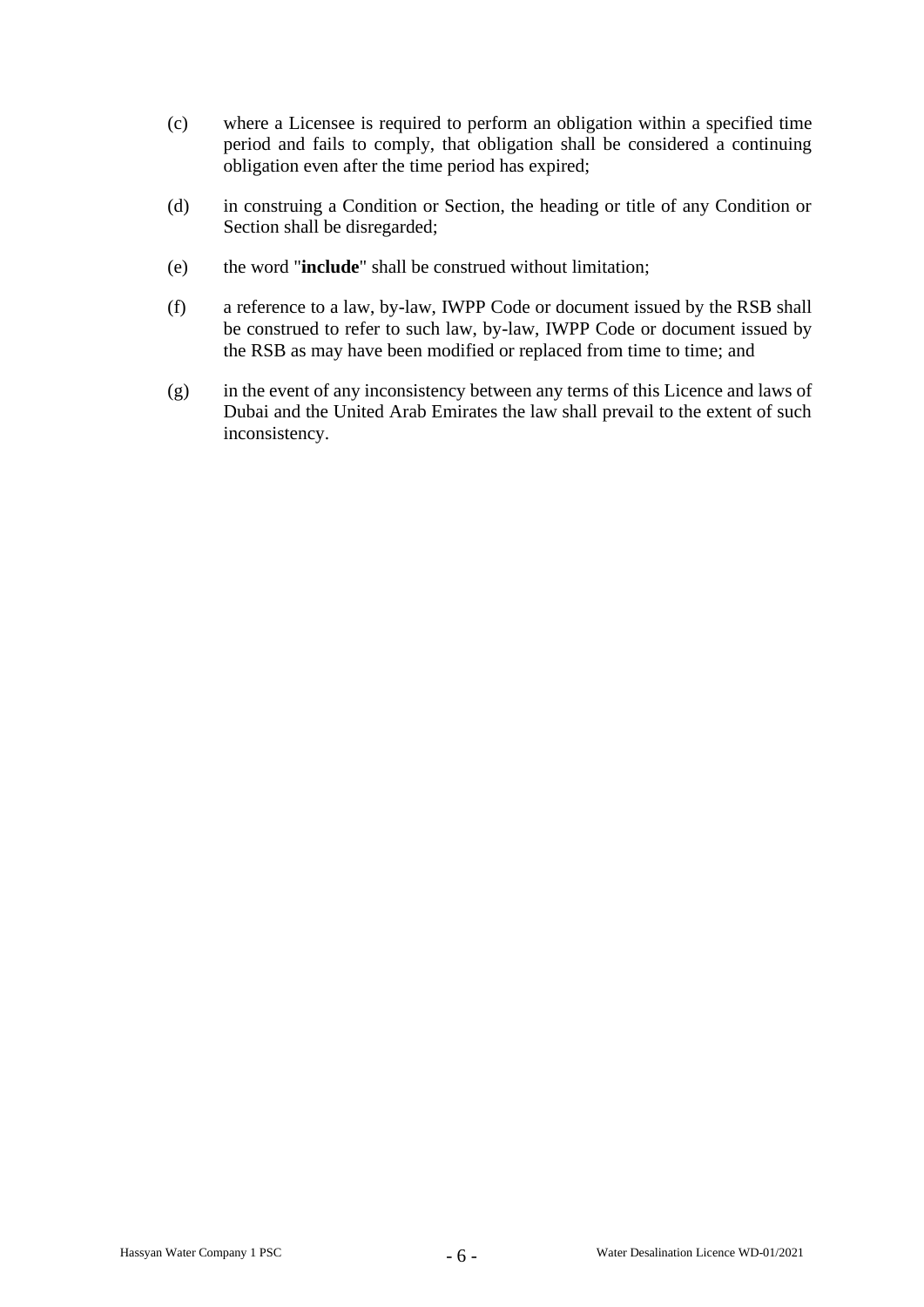(c) where a Licensee is required to perform an obligation within a specified time period and fails to comply, that obligation shall be considered a continuing obligation even after the time period has expired;

(d) in construing a Condition or Section, the heading or title of any Condition or Section shall be disregarded;

(e) the word "**include**" shall be construed without limitation;

(f) a reference to a law, by-law, IWPP Code or document issued by the RSB shall be construed to refer to such law, by-law, IWPP Code or document issued by the RSB as may have been modified or replaced from time to time; and

(g) in the event of any inconsistency between any terms of this Licence and laws of Dubai and the United Arab Emirates the law shall prevail to the extent of such inconsistency.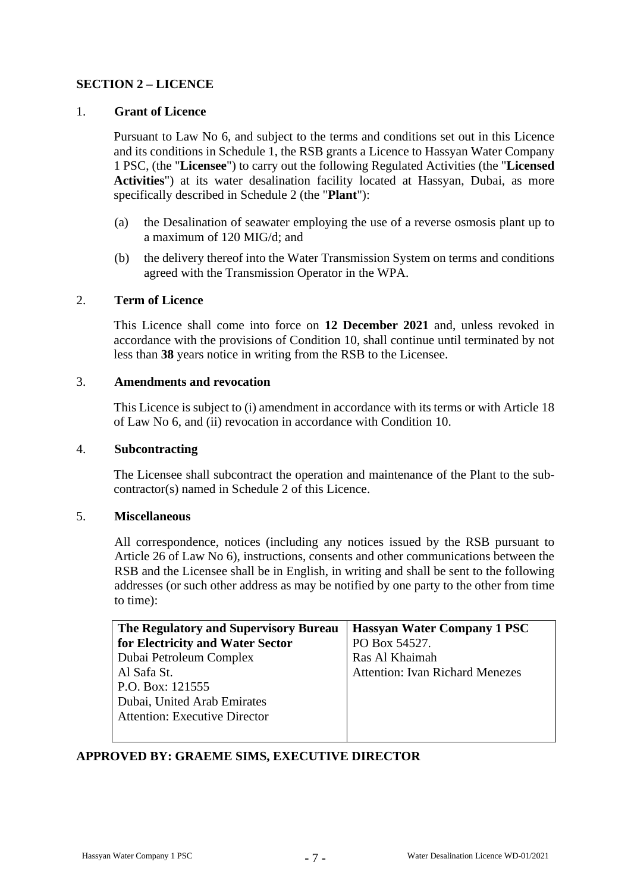## SECTION 2 – LICENCE

### 1. Grant of Licence

Pursuant to Law No 6, and subject to the terms and conditions set out in this Licence and its conditions in Schedule 1, the RSB grants a Licence to Hassyan Water Company 1 PSC, (the "**Licensee**") to carry out the following Regulated Activities (the "**Licensed Activities**") at its water desalination facility located at Hassyan, Dubai, as more specifically described in Schedule 2 (the "**Plant**"):

(a) the Desalination of seawater employing the use of a reverse osmosis plant up to a maximum of 120 MIG/d; and

(b) the delivery thereof into the Water Transmission System on terms and conditions agreed with the Transmission Operator in the WPA.

### 2. Term of Licence

This Licence shall come into force on **12 December 2021** and, unless revoked in accordance with the provisions of Condition 10, shall continue until terminated by not less than **38** years notice in writing from the RSB to the Licensee.

### 3. Amendments and revocation

This Licence is subject to (i) amendment in accordance with its terms or with Article 18 of Law No 6, and (ii) revocation in accordance with Condition 10.

### 4. Subcontracting

The Licensee shall subcontract the operation and maintenance of the Plant to the sub-contractor(s) named in Schedule 2 of this Licence.

### 5. Miscellaneous

All correspondence, notices (including any notices issued by the RSB pursuant to Article 26 of Law No 6), instructions, consents and other communications between the RSB and the Licensee shall be in English, in writing and shall be sent to the following addresses (or such other address as may be notified by one party to the other from time to time):

| **The Regulatory and Supervisory Bureau for Electricity and Water Sector** | **Hassyan Water Company 1 PSC** |
|---|---|
| Dubai Petroleum Complex<br>Al Safa St.<br>P.O. Box: 121555<br>Dubai, United Arab Emirates<br>Attention: Executive Director | PO Box 54527.<br>Ras Al Khaimah<br>Attention: Ivan Richard Menezes |

**APPROVED BY: GRAEME SIMS, EXECUTIVE DIRECTOR**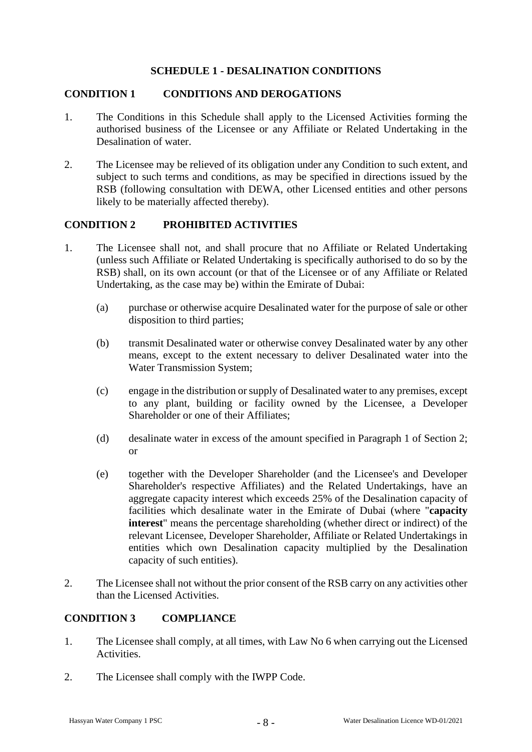# SCHEDULE 1 - DESALINATION CONDITIONS

## CONDITION 1 CONDITIONS AND DEROGATIONS

1. The Conditions in this Schedule shall apply to the Licensed Activities forming the authorised business of the Licensee or any Affiliate or Related Undertaking in the Desalination of water.

2. The Licensee may be relieved of its obligation under any Condition to such extent, and subject to such terms and conditions, as may be specified in directions issued by the RSB (following consultation with DEWA, other Licensed entities and other persons likely to be materially affected thereby).

## CONDITION 2 PROHIBITED ACTIVITIES

1. The Licensee shall not, and shall procure that no Affiliate or Related Undertaking (unless such Affiliate or Related Undertaking is specifically authorised to do so by the RSB) shall, on its own account (or that of the Licensee or of any Affiliate or Related Undertaking, as the case may be) within the Emirate of Dubai:

   (a) purchase or otherwise acquire Desalinated water for the purpose of sale or other disposition to third parties;

   (b) transmit Desalinated water or otherwise convey Desalinated water by any other means, except to the extent necessary to deliver Desalinated water into the Water Transmission System;

   (c) engage in the distribution or supply of Desalinated water to any premises, except to any plant, building or facility owned by the Licensee, a Developer Shareholder or one of their Affiliates;

   (d) desalinate water in excess of the amount specified in Paragraph 1 of Section 2; or

   (e) together with the Developer Shareholder (and the Licensee's and Developer Shareholder's respective Affiliates) and the Related Undertakings, have an aggregate capacity interest which exceeds 25% of the Desalination capacity of facilities which desalinate water in the Emirate of Dubai (where "**capacity interest**" means the percentage shareholding (whether direct or indirect) of the relevant Licensee, Developer Shareholder, Affiliate or Related Undertakings in entities which own Desalination capacity multiplied by the Desalination capacity of such entities).

2. The Licensee shall not without the prior consent of the RSB carry on any activities other than the Licensed Activities.

## CONDITION 3 COMPLIANCE

1. The Licensee shall comply, at all times, with Law No 6 when carrying out the Licensed Activities.

2. The Licensee shall comply with the IWPP Code.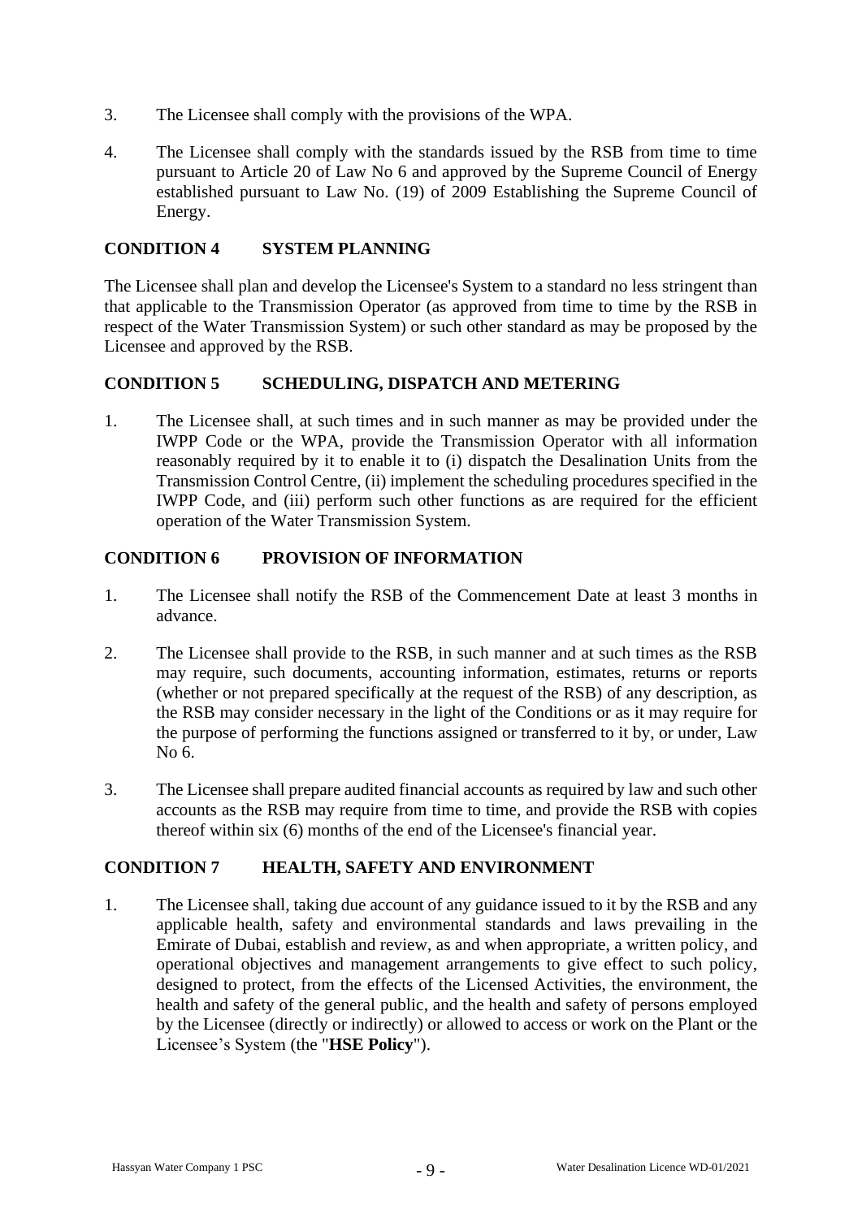3. The Licensee shall comply with the provisions of the WPA.

4. The Licensee shall comply with the standards issued by the RSB from time to time pursuant to Article 20 of Law No 6 and approved by the Supreme Council of Energy established pursuant to Law No. (19) of 2009 Establishing the Supreme Council of Energy.

## CONDITION 4 SYSTEM PLANNING

The Licensee shall plan and develop the Licensee's System to a standard no less stringent than that applicable to the Transmission Operator (as approved from time to time by the RSB in respect of the Water Transmission System) or such other standard as may be proposed by the Licensee and approved by the RSB.

## CONDITION 5 SCHEDULING, DISPATCH AND METERING

1. The Licensee shall, at such times and in such manner as may be provided under the IWPP Code or the WPA, provide the Transmission Operator with all information reasonably required by it to enable it to (i) dispatch the Desalination Units from the Transmission Control Centre, (ii) implement the scheduling procedures specified in the IWPP Code, and (iii) perform such other functions as are required for the efficient operation of the Water Transmission System.

## CONDITION 6 PROVISION OF INFORMATION

1. The Licensee shall notify the RSB of the Commencement Date at least 3 months in advance.

2. The Licensee shall provide to the RSB, in such manner and at such times as the RSB may require, such documents, accounting information, estimates, returns or reports (whether or not prepared specifically at the request of the RSB) of any description, as the RSB may consider necessary in the light of the Conditions or as it may require for the purpose of performing the functions assigned or transferred to it by, or under, Law No 6.

3. The Licensee shall prepare audited financial accounts as required by law and such other accounts as the RSB may require from time to time, and provide the RSB with copies thereof within six (6) months of the end of the Licensee's financial year.

## CONDITION 7 HEALTH, SAFETY AND ENVIRONMENT

1. The Licensee shall, taking due account of any guidance issued to it by the RSB and any applicable health, safety and environmental standards and laws prevailing in the Emirate of Dubai, establish and review, as and when appropriate, a written policy, and operational objectives and management arrangements to give effect to such policy, designed to protect, from the effects of the Licensed Activities, the environment, the health and safety of the general public, and the health and safety of persons employed by the Licensee (directly or indirectly) or allowed to access or work on the Plant or the Licensee's System (the "**HSE Policy**").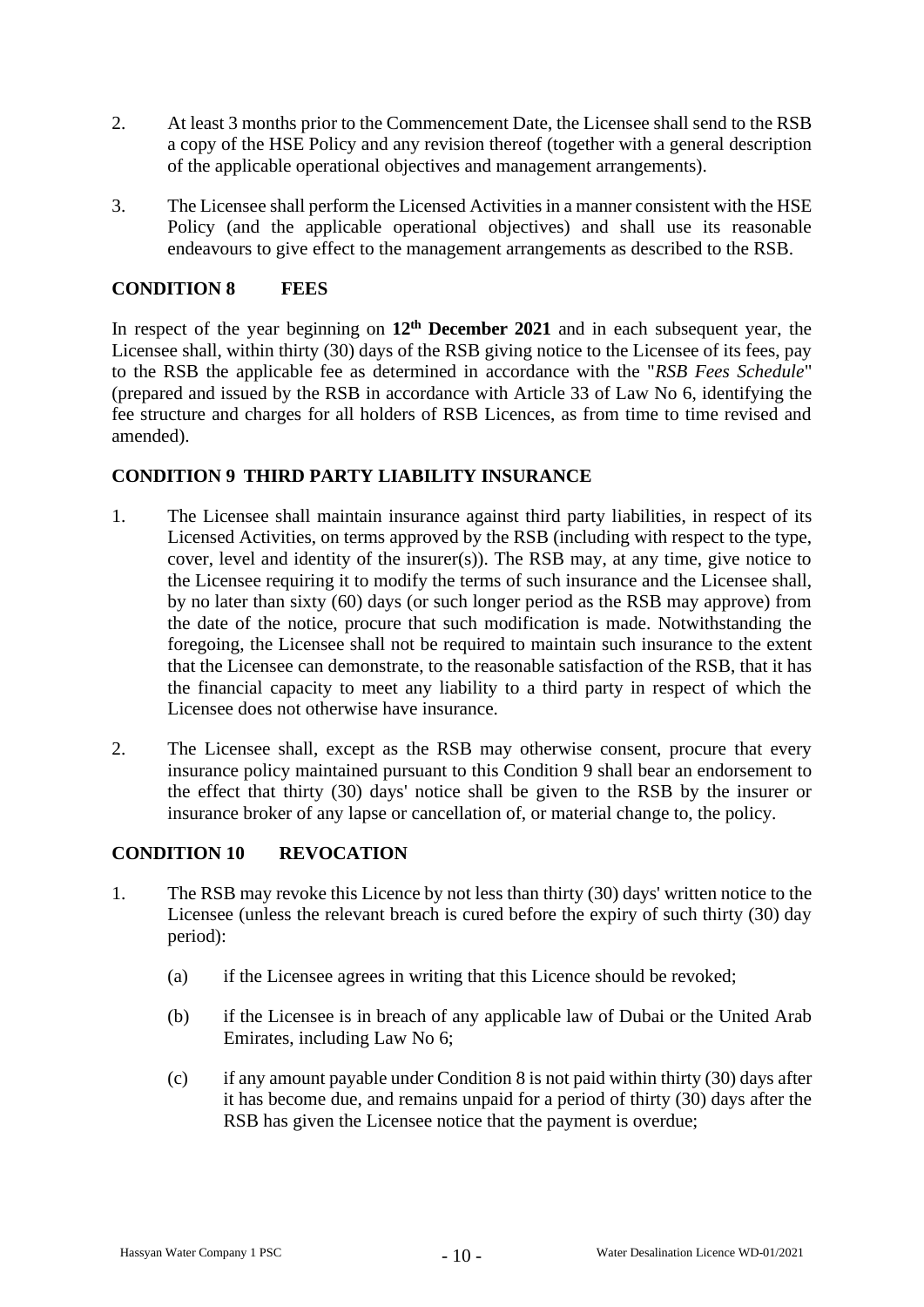2. At least 3 months prior to the Commencement Date, the Licensee shall send to the RSB a copy of the HSE Policy and any revision thereof (together with a general description of the applicable operational objectives and management arrangements).

3. The Licensee shall perform the Licensed Activities in a manner consistent with the HSE Policy (and the applicable operational objectives) and shall use its reasonable endeavours to give effect to the management arrangements as described to the RSB.

## CONDITION 8 FEES

In respect of the year beginning on **12th December 2021** and in each subsequent year, the Licensee shall, within thirty (30) days of the RSB giving notice to the Licensee of its fees, pay to the RSB the applicable fee as determined in accordance with the "*RSB Fees Schedule*" (prepared and issued by the RSB in accordance with Article 33 of Law No 6, identifying the fee structure and charges for all holders of RSB Licences, as from time to time revised and amended).

## CONDITION 9 THIRD PARTY LIABILITY INSURANCE

1. The Licensee shall maintain insurance against third party liabilities, in respect of its Licensed Activities, on terms approved by the RSB (including with respect to the type, cover, level and identity of the insurer(s)). The RSB may, at any time, give notice to the Licensee requiring it to modify the terms of such insurance and the Licensee shall, by no later than sixty (60) days (or such longer period as the RSB may approve) from the date of the notice, procure that such modification is made. Notwithstanding the foregoing, the Licensee shall not be required to maintain such insurance to the extent that the Licensee can demonstrate, to the reasonable satisfaction of the RSB, that it has the financial capacity to meet any liability to a third party in respect of which the Licensee does not otherwise have insurance.

2. The Licensee shall, except as the RSB may otherwise consent, procure that every insurance policy maintained pursuant to this Condition 9 shall bear an endorsement to the effect that thirty (30) days' notice shall be given to the RSB by the insurer or insurance broker of any lapse or cancellation of, or material change to, the policy.

## CONDITION 10 REVOCATION

1. The RSB may revoke this Licence by not less than thirty (30) days' written notice to the Licensee (unless the relevant breach is cured before the expiry of such thirty (30) day period):

   (a) if the Licensee agrees in writing that this Licence should be revoked;

   (b) if the Licensee is in breach of any applicable law of Dubai or the United Arab Emirates, including Law No 6;

   (c) if any amount payable under Condition 8 is not paid within thirty (30) days after it has become due, and remains unpaid for a period of thirty (30) days after the RSB has given the Licensee notice that the payment is overdue;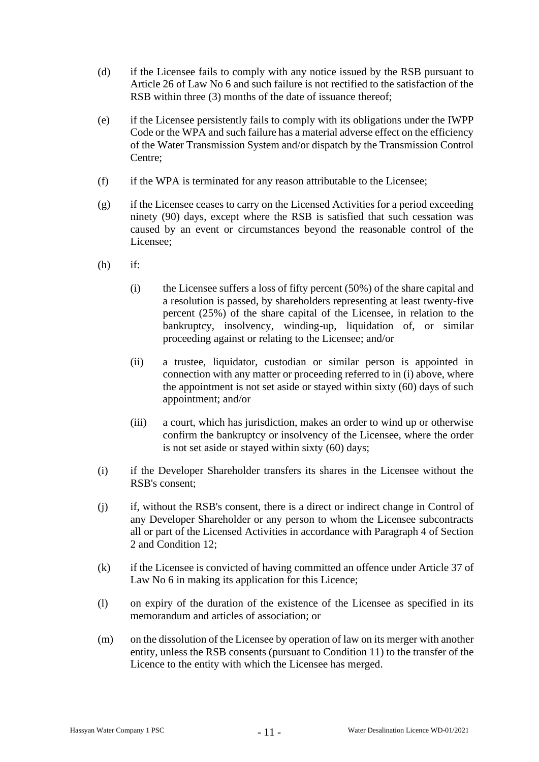(d) if the Licensee fails to comply with any notice issued by the RSB pursuant to Article 26 of Law No 6 and such failure is not rectified to the satisfaction of the RSB within three (3) months of the date of issuance thereof;

(e) if the Licensee persistently fails to comply with its obligations under the IWPP Code or the WPA and such failure has a material adverse effect on the efficiency of the Water Transmission System and/or dispatch by the Transmission Control Centre;

(f) if the WPA is terminated for any reason attributable to the Licensee;

(g) if the Licensee ceases to carry on the Licensed Activities for a period exceeding ninety (90) days, except where the RSB is satisfied that such cessation was caused by an event or circumstances beyond the reasonable control of the Licensee;

(h) if:

  (i) the Licensee suffers a loss of fifty percent (50%) of the share capital and a resolution is passed, by shareholders representing at least twenty-five percent (25%) of the share capital of the Licensee, in relation to the bankruptcy, insolvency, winding-up, liquidation of, or similar proceeding against or relating to the Licensee; and/or

  (ii) a trustee, liquidator, custodian or similar person is appointed in connection with any matter or proceeding referred to in (i) above, where the appointment is not set aside or stayed within sixty (60) days of such appointment; and/or

  (iii) a court, which has jurisdiction, makes an order to wind up or otherwise confirm the bankruptcy or insolvency of the Licensee, where the order is not set aside or stayed within sixty (60) days;

(i) if the Developer Shareholder transfers its shares in the Licensee without the RSB's consent;

(j) if, without the RSB's consent, there is a direct or indirect change in Control of any Developer Shareholder or any person to whom the Licensee subcontracts all or part of the Licensed Activities in accordance with Paragraph 4 of Section 2 and Condition 12;

(k) if the Licensee is convicted of having committed an offence under Article 37 of Law No 6 in making its application for this Licence;

(l) on expiry of the duration of the existence of the Licensee as specified in its memorandum and articles of association; or

(m) on the dissolution of the Licensee by operation of law on its merger with another entity, unless the RSB consents (pursuant to Condition 11) to the transfer of the Licence to the entity with which the Licensee has merged.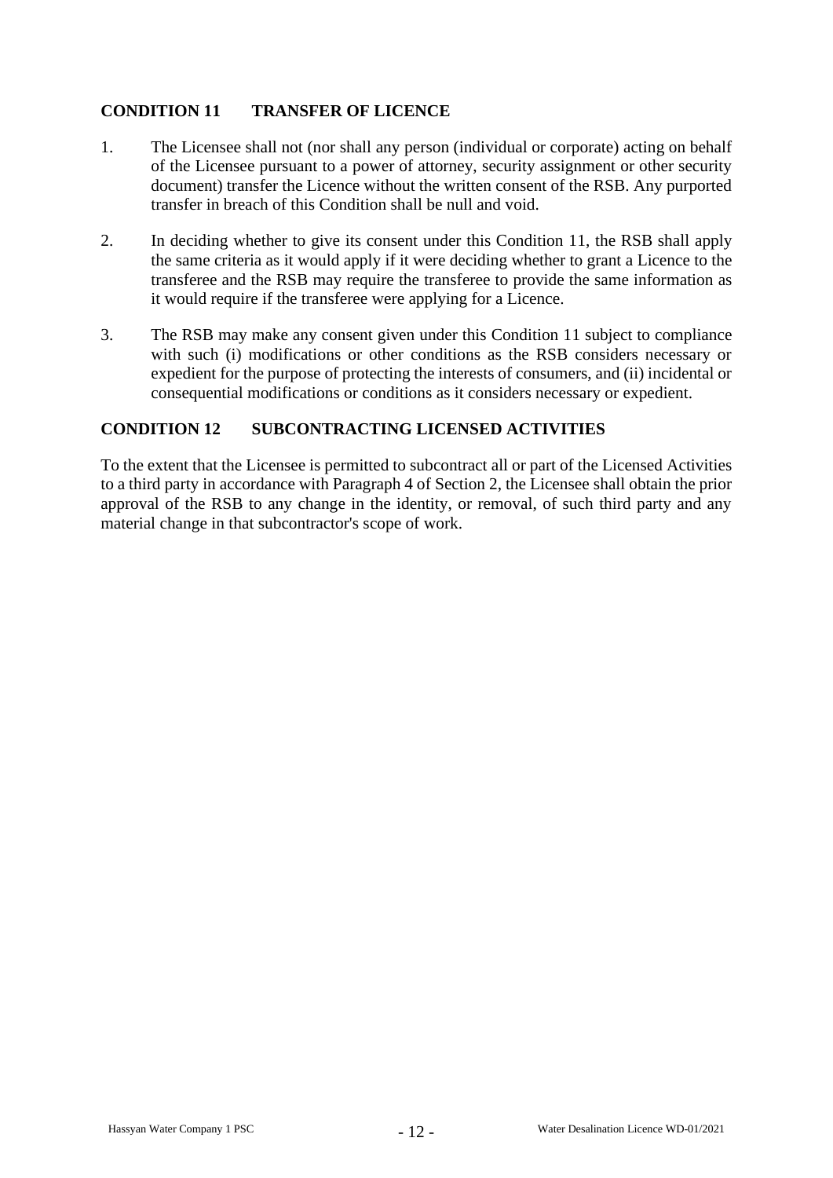## CONDITION 11 TRANSFER OF LICENCE

1. The Licensee shall not (nor shall any person (individual or corporate) acting on behalf of the Licensee pursuant to a power of attorney, security assignment or other security document) transfer the Licence without the written consent of the RSB. Any purported transfer in breach of this Condition shall be null and void.

2. In deciding whether to give its consent under this Condition 11, the RSB shall apply the same criteria as it would apply if it were deciding whether to grant a Licence to the transferee and the RSB may require the transferee to provide the same information as it would require if the transferee were applying for a Licence.

3. The RSB may make any consent given under this Condition 11 subject to compliance with such (i) modifications or other conditions as the RSB considers necessary or expedient for the purpose of protecting the interests of consumers, and (ii) incidental or consequential modifications or conditions as it considers necessary or expedient.

## CONDITION 12 SUBCONTRACTING LICENSED ACTIVITIES

To the extent that the Licensee is permitted to subcontract all or part of the Licensed Activities to a third party in accordance with Paragraph 4 of Section 2, the Licensee shall obtain the prior approval of the RSB to any change in the identity, or removal, of such third party and any material change in that subcontractor's scope of work.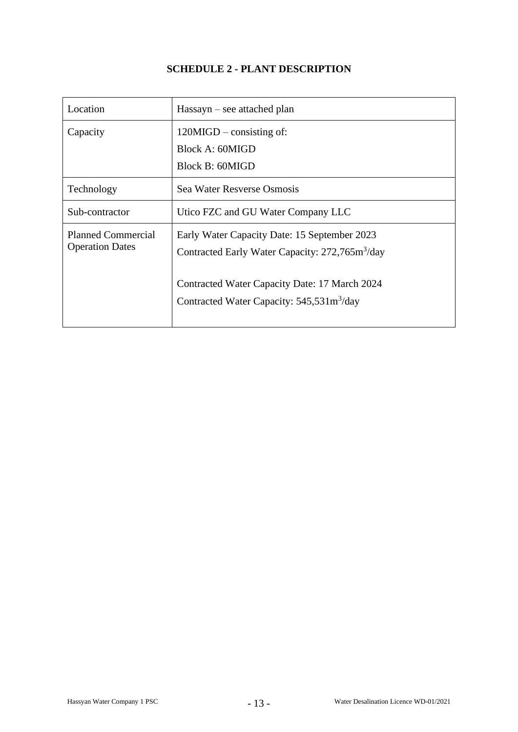# SCHEDULE 2 - PLANT DESCRIPTION

| | |
|---|---|
| Location | Hassayn – see attached plan |
| Capacity | 120MIGD – consisting of:<br>Block A: 60MIGD<br>Block B: 60MIGD |
| Technology | Sea Water Resverse Osmosis |
| Sub-contractor | Utico FZC and GU Water Company LLC |
| Planned Commercial Operation Dates | Early Water Capacity Date: 15 September 2023<br>Contracted Early Water Capacity: 272,765m$^3$/day<br><br>Contracted Water Capacity Date: 17 March 2024<br>Contracted Water Capacity: 545,531m$^3$/day |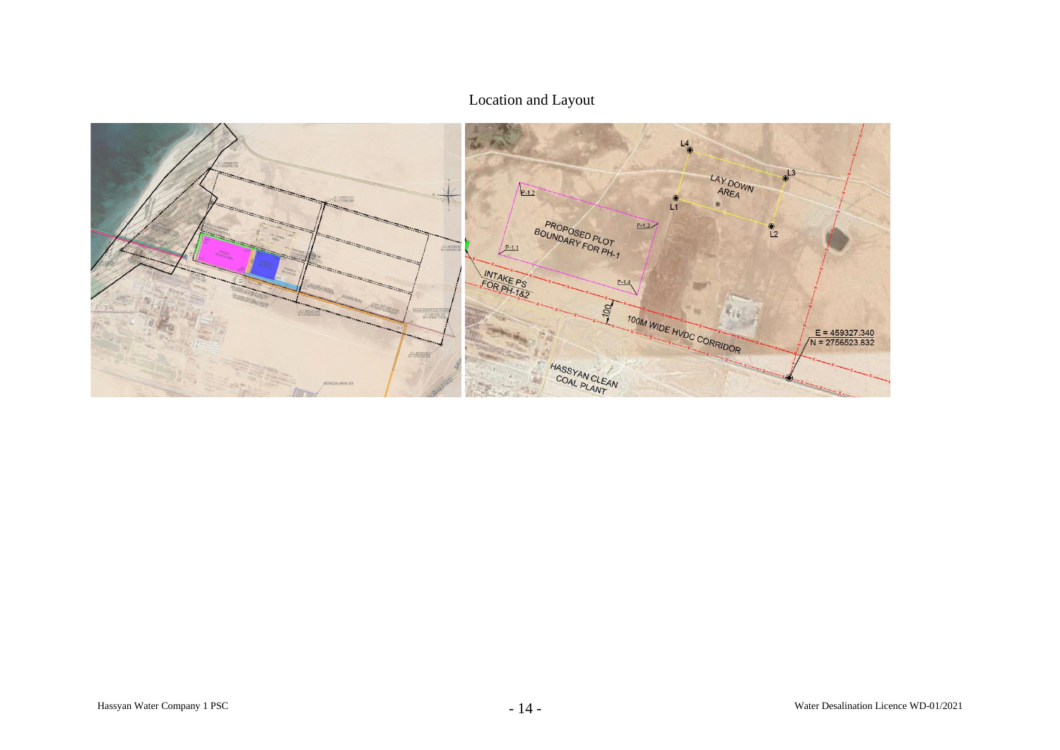Location and Layout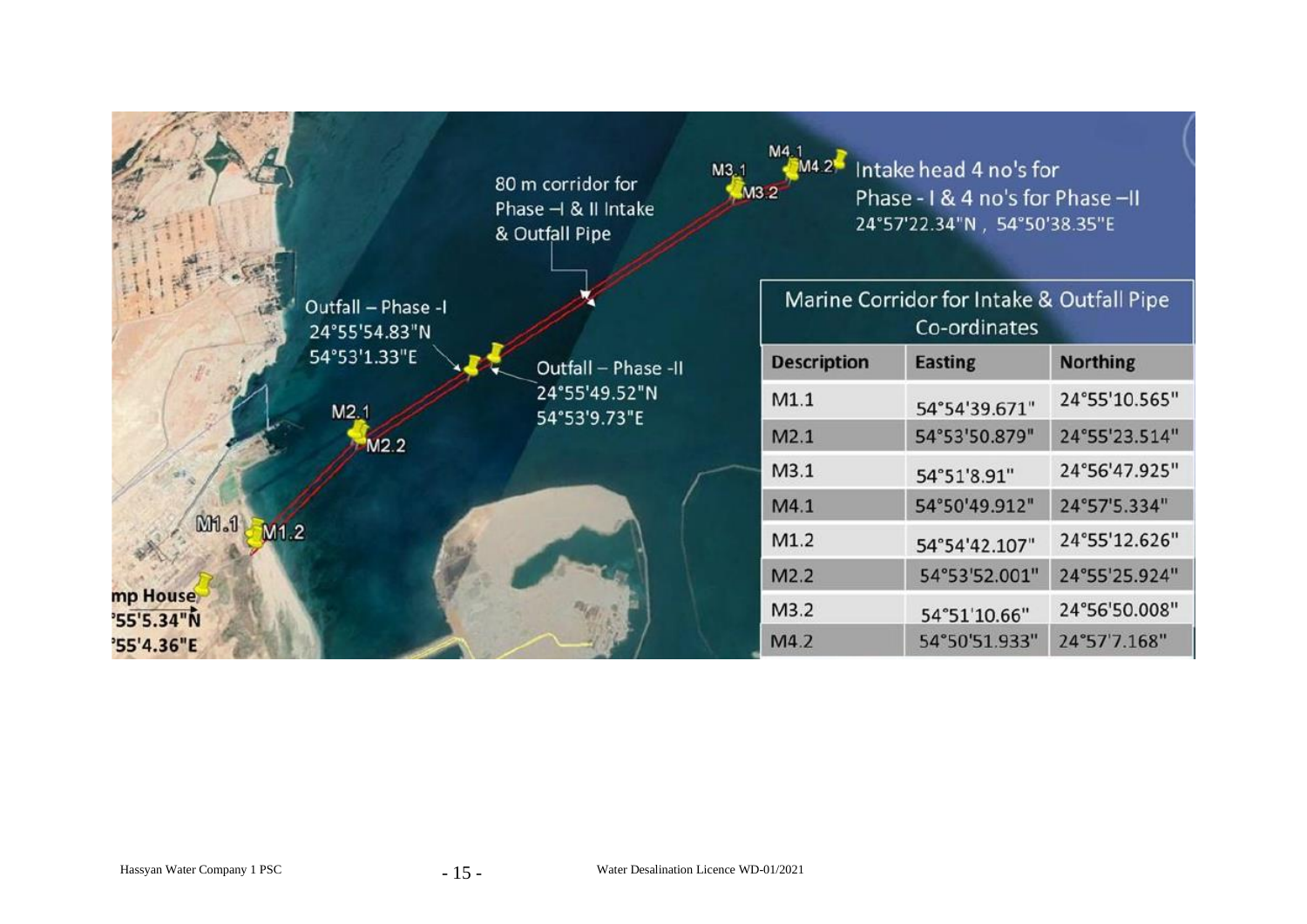80 m corridor for Phase –I & II Intake & Outfall Pipe

Intake head 4 no's for Phase - I & 4 no's for Phase –II
24°57'22.34"N , 54°50'38.35"E

Outfall – Phase -I
24°55'54.83"N
54°53'1.33"E

Outfall – Phase -II
24°55'49.52"N
54°53'9.73"E

M1.1, M1.2, M2.1, M2.2, M3.1, M3.2, M4.1, M4.2

mp House
°55'5.34"N
°55'4.36"E

| Marine Corridor for Intake & Outfall Pipe Co-ordinates | | |
|---|---|---|
| **Description** | **Easting** | **Northing** |
| M1.1 | 54°54'39.671" | 24°55'10.565" |
| M2.1 | 54°53'50.879" | 24°55'23.514" |
| M3.1 | 54°51'8.91" | 24°56'47.925" |
| M4.1 | 54°50'49.912" | 24°57'5.334" |
| M1.2 | 54°54'42.107" | 24°55'12.626" |
| M2.2 | 54°53'52.001" | 24°55'25.924" |
| M3.2 | 54°51'10.66" | 24°56'50.008" |
| M4.2 | 54°50'51.933" | 24°57'7.168" |